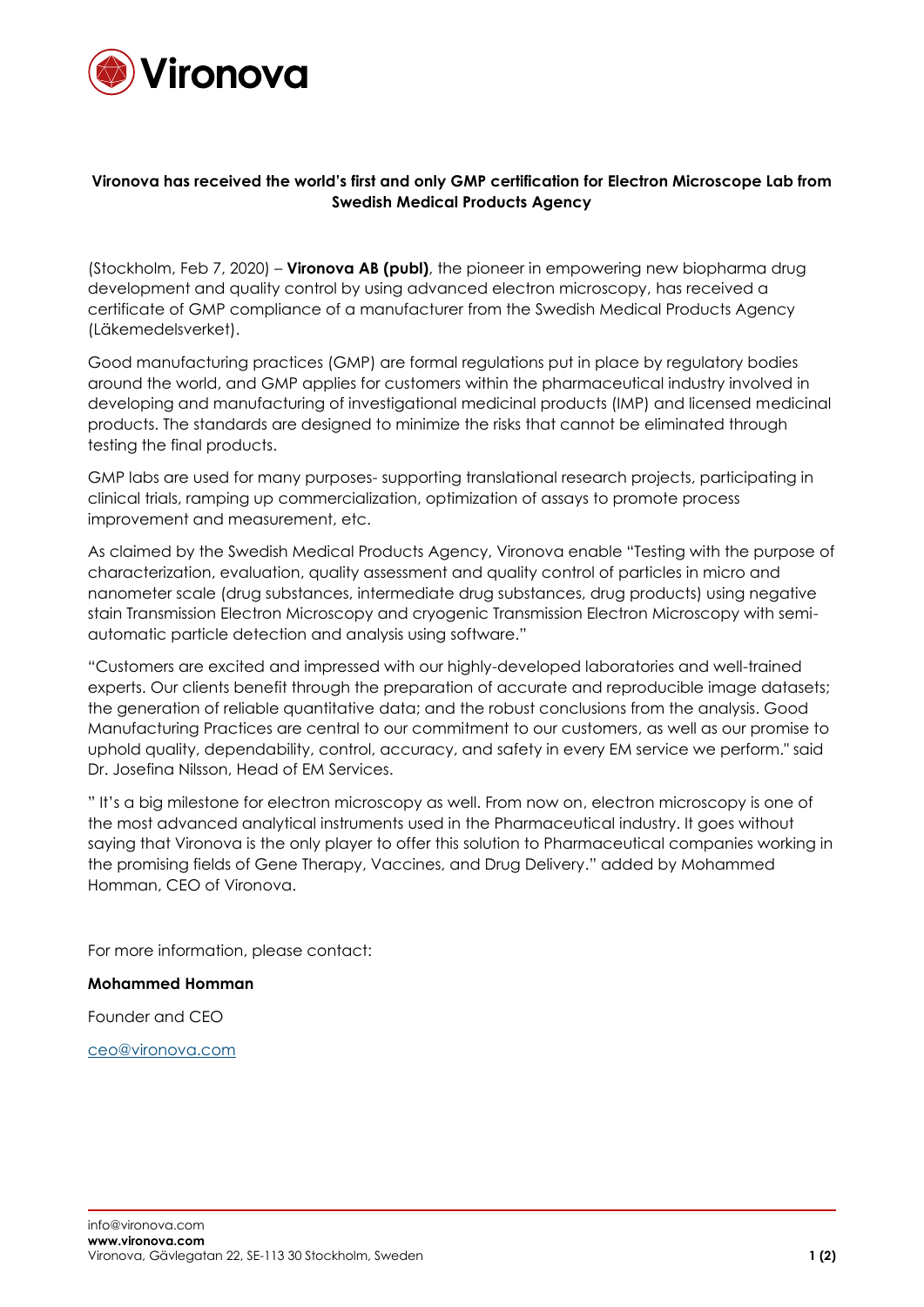**Vironova has received the world's first and only GMP certification for Electron Microscope Lab from Swedish Medical Products Agency**

(Stockholm, Feb 7, 2020) – **Vironova AB (publ)**, the pioneer in empowering new biopharma drug development and quality control by using advanced electron microscopy, has received a certificate of GMP compliance of a manufacturer from the Swedish Medical Products Agency (Läkemedelsverket).

Good manufacturing practices (GMP) are formal regulations put in place by regulatory bodies around the world, and GMP applies for customers within the pharmaceutical industry involved in developing and manufacturing of investigational medicinal products (IMP) and licensed medicinal products. The standards are designed to minimize the risks that cannot be eliminated through testing the final products.

GMP labs are used for many purposes- supporting translational research projects, participating in clinical trials, ramping up commercialization, optimization of assays to promote process improvement and measurement, etc.

As claimed by the Swedish Medical Products Agency, Vironova enable "Testing with the purpose of characterization, evaluation, quality assessment and quality control of particles in micro and nanometer scale (drug substances, intermediate drug substances, drug products) using negative stain Transmission Electron Microscopy and cryogenic Transmission Electron Microscopy with semi-automatic particle detection and analysis using software."

"Customers are excited and impressed with our highly-developed laboratories and well-trained experts. Our clients benefit through the preparation of accurate and reproducible image datasets; the generation of reliable quantitative data; and the robust conclusions from the analysis. Good Manufacturing Practices are central to our commitment to our customers, as well as our promise to uphold quality, dependability, control, accuracy, and safety in every EM service we perform." said Dr. Josefina Nilsson, Head of EM Services.

" It's a big milestone for electron microscopy as well. From now on, electron microscopy is one of the most advanced analytical instruments used in the Pharmaceutical industry. It goes without saying that Vironova is the only player to offer this solution to Pharmaceutical companies working in the promising fields of Gene Therapy, Vaccines, and Drug Delivery." added by Mohammed Homman, CEO of Vironova.

For more information, please contact:

**Mohammed Homman**

Founder and CEO

ceo@vironova.com

info@vironova.com
**www.vironova.com**
Vironova, Gävlegatan 22, SE-113 30 Stockholm, Sweden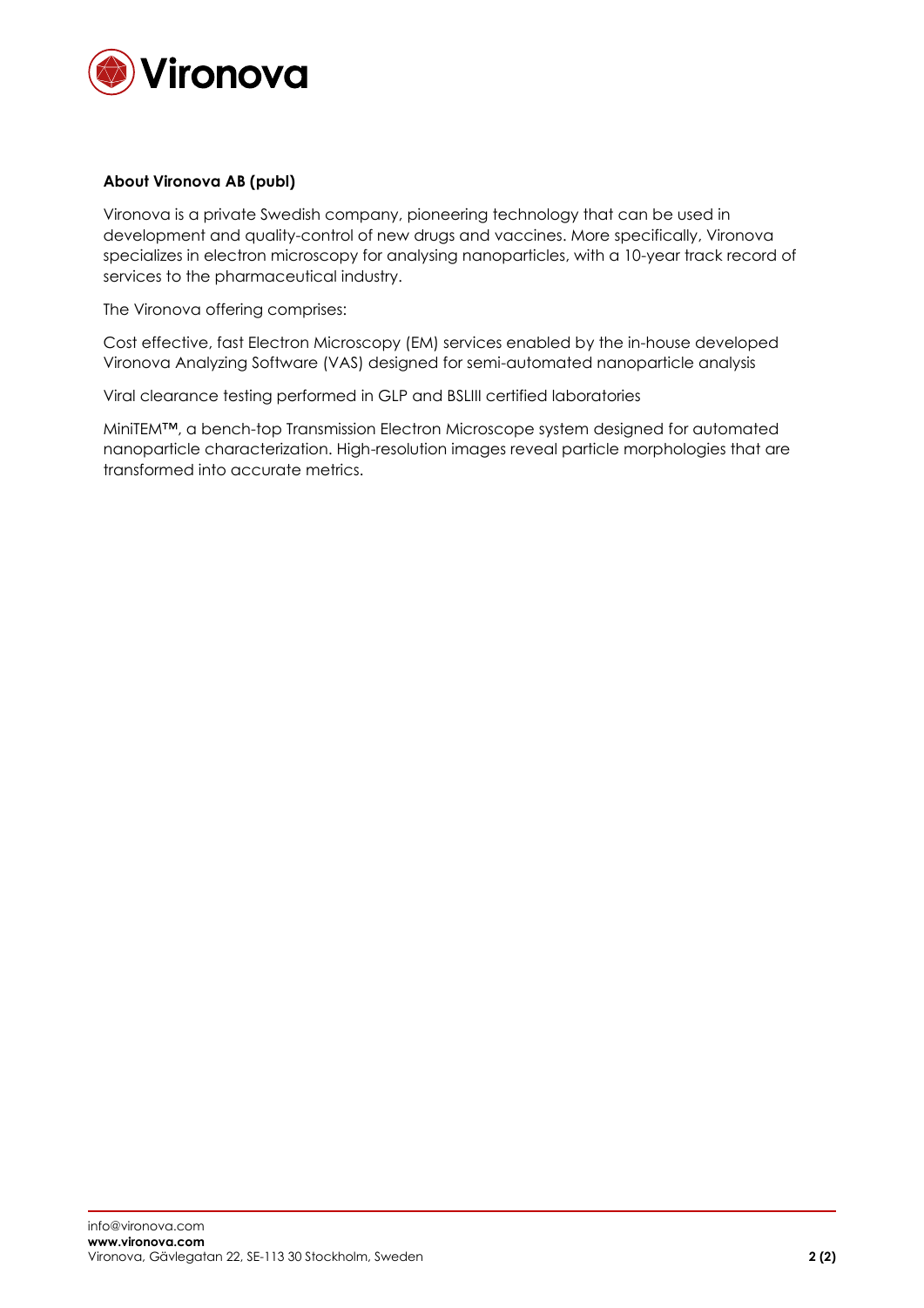**About Vironova AB (publ)**

Vironova is a private Swedish company, pioneering technology that can be used in development and quality-control of new drugs and vaccines. More specifically, Vironova specializes in electron microscopy for analysing nanoparticles, with a 10-year track record of services to the pharmaceutical industry.

The Vironova offering comprises:

Cost effective, fast Electron Microscopy (EM) services enabled by the in-house developed Vironova Analyzing Software (VAS) designed for semi-automated nanoparticle analysis

Viral clearance testing performed in GLP and BSLIII certified laboratories

MiniTEM™, a bench-top Transmission Electron Microscope system designed for automated nanoparticle characterization. High-resolution images reveal particle morphologies that are transformed into accurate metrics.